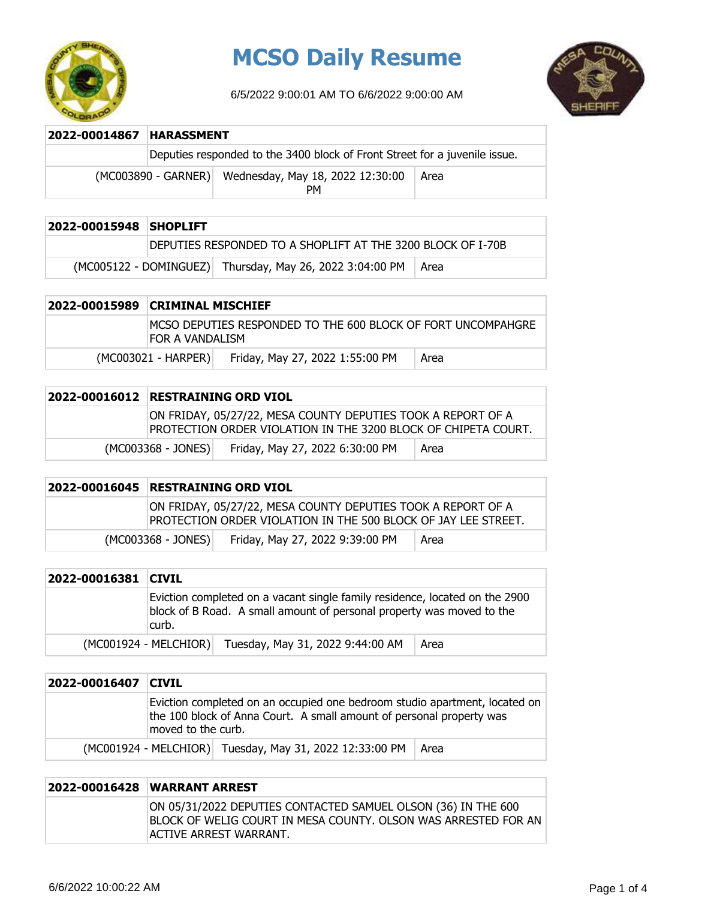# MCSO Daily Resume

6/5/2022 9:00:01 AM TO 6/6/2022 9:00:00 AM

| 2022-00014867 | HARASSMENT | |
|---|---|---|
| | Deputies responded to the 3400 block of Front Street for a juvenile issue. | |
| (MC003890 - GARNER) | Wednesday, May 18, 2022 12:30:00 PM | Area |

| 2022-00015948 | SHOPLIFT | |
|---|---|---|
| | DEPUTIES RESPONDED TO A SHOPLIFT AT THE 3200 BLOCK OF I-70B | |
| (MC005122 - DOMINGUEZ) | Thursday, May 26, 2022 3:04:00 PM | Area |

| 2022-00015989 | CRIMINAL MISCHIEF | |
|---|---|---|
| | MCSO DEPUTIES RESPONDED TO THE 600 BLOCK OF FORT UNCOMPAHGRE FOR A VANDALISM | |
| (MC003021 - HARPER) | Friday, May 27, 2022 1:55:00 PM | Area |

| 2022-00016012 | RESTRAINING ORD VIOL | |
|---|---|---|
| | ON FRIDAY, 05/27/22, MESA COUNTY DEPUTIES TOOK A REPORT OF A PROTECTION ORDER VIOLATION IN THE 3200 BLOCK OF CHIPETA COURT. | |
| (MC003368 - JONES) | Friday, May 27, 2022 6:30:00 PM | Area |

| 2022-00016045 | RESTRAINING ORD VIOL | |
|---|---|---|
| | ON FRIDAY, 05/27/22, MESA COUNTY DEPUTIES TOOK A REPORT OF A PROTECTION ORDER VIOLATION IN THE 500 BLOCK OF JAY LEE STREET. | |
| (MC003368 - JONES) | Friday, May 27, 2022 9:39:00 PM | Area |

| 2022-00016381 | CIVIL | |
|---|---|---|
| | Eviction completed on a vacant single family residence, located on the 2900 block of B Road. A small amount of personal property was moved to the curb. | |
| (MC001924 - MELCHIOR) | Tuesday, May 31, 2022 9:44:00 AM | Area |

| 2022-00016407 | CIVIL | |
|---|---|---|
| | Eviction completed on an occupied one bedroom studio apartment, located on the 100 block of Anna Court. A small amount of personal property was moved to the curb. | |
| (MC001924 - MELCHIOR) | Tuesday, May 31, 2022 12:33:00 PM | Area |

| 2022-00016428 | WARRANT ARREST |
|---|---|
| | ON 05/31/2022 DEPUTIES CONTACTED SAMUEL OLSON (36) IN THE 600 BLOCK OF WELIG COURT IN MESA COUNTY. OLSON WAS ARRESTED FOR AN ACTIVE ARREST WARRANT. |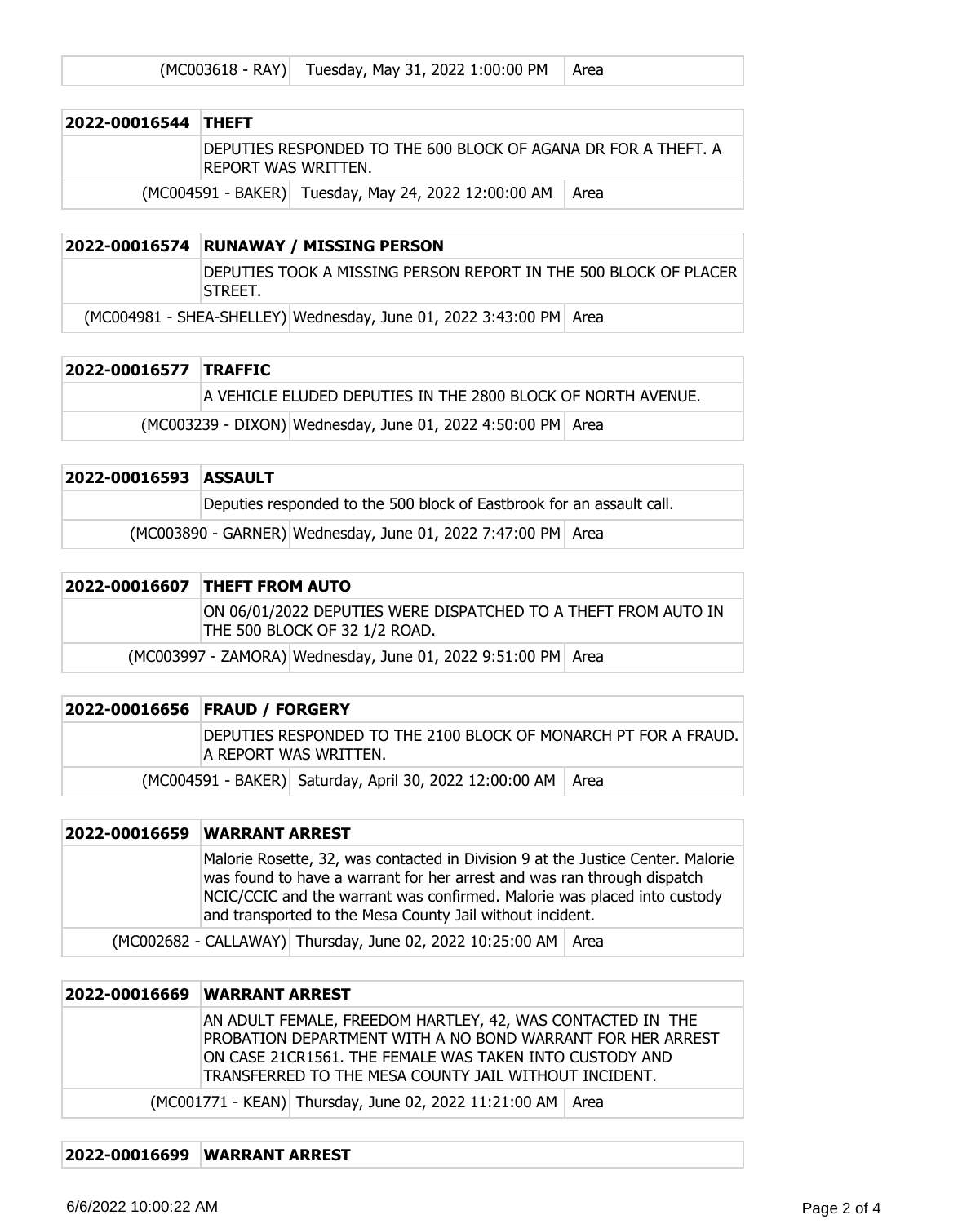| | (MC003618 - RAY) | Tuesday, May 31, 2022 1:00:00 PM | Area |
|---|---|---|---|

| 2022-00016544 | THEFT | | |
|---|---|---|---|
| | DEPUTIES RESPONDED TO THE 600 BLOCK OF AGANA DR FOR A THEFT. A REPORT WAS WRITTEN. | | |
| | (MC004591 - BAKER) | Tuesday, May 24, 2022 12:00:00 AM | Area |

| 2022-00016574 | RUNAWAY / MISSING PERSON | | |
|---|---|---|---|
| | DEPUTIES TOOK A MISSING PERSON REPORT IN THE 500 BLOCK OF PLACER STREET. | | |
| | (MC004981 - SHEA-SHELLEY) | Wednesday, June 01, 2022 3:43:00 PM | Area |

| 2022-00016577 | TRAFFIC | | |
|---|---|---|---|
| | A VEHICLE ELUDED DEPUTIES IN THE 2800 BLOCK OF NORTH AVENUE. | | |
| | (MC003239 - DIXON) | Wednesday, June 01, 2022 4:50:00 PM | Area |

| 2022-00016593 | ASSAULT | | |
|---|---|---|---|
| | Deputies responded to the 500 block of Eastbrook for an assault call. | | |
| | (MC003890 - GARNER) | Wednesday, June 01, 2022 7:47:00 PM | Area |

| 2022-00016607 | THEFT FROM AUTO | | |
|---|---|---|---|
| | ON 06/01/2022 DEPUTIES WERE DISPATCHED TO A THEFT FROM AUTO IN THE 500 BLOCK OF 32 1/2 ROAD. | | |
| | (MC003997 - ZAMORA) | Wednesday, June 01, 2022 9:51:00 PM | Area |

| 2022-00016656 | FRAUD / FORGERY | | |
|---|---|---|---|
| | DEPUTIES RESPONDED TO THE 2100 BLOCK OF MONARCH PT FOR A FRAUD. A REPORT WAS WRITTEN. | | |
| | (MC004591 - BAKER) | Saturday, April 30, 2022 12:00:00 AM | Area |

| 2022-00016659 | WARRANT ARREST | | |
|---|---|---|---|
| | Malorie Rosette, 32, was contacted in Division 9 at the Justice Center. Malorie was found to have a warrant for her arrest and was ran through dispatch NCIC/CCIC and the warrant was confirmed. Malorie was placed into custody and transported to the Mesa County Jail without incident. | | |
| | (MC002682 - CALLAWAY) | Thursday, June 02, 2022 10:25:00 AM | Area |

| 2022-00016669 | WARRANT ARREST | | |
|---|---|---|---|
| | AN ADULT FEMALE, FREEDOM HARTLEY, 42, WAS CONTACTED IN THE PROBATION DEPARTMENT WITH A NO BOND WARRANT FOR HER ARREST ON CASE 21CR1561. THE FEMALE WAS TAKEN INTO CUSTODY AND TRANSFERRED TO THE MESA COUNTY JAIL WITHOUT INCIDENT. | | |
| | (MC001771 - KEAN) | Thursday, June 02, 2022 11:21:00 AM | Area |

| 2022-00016699 | WARRANT ARREST |
|---|---|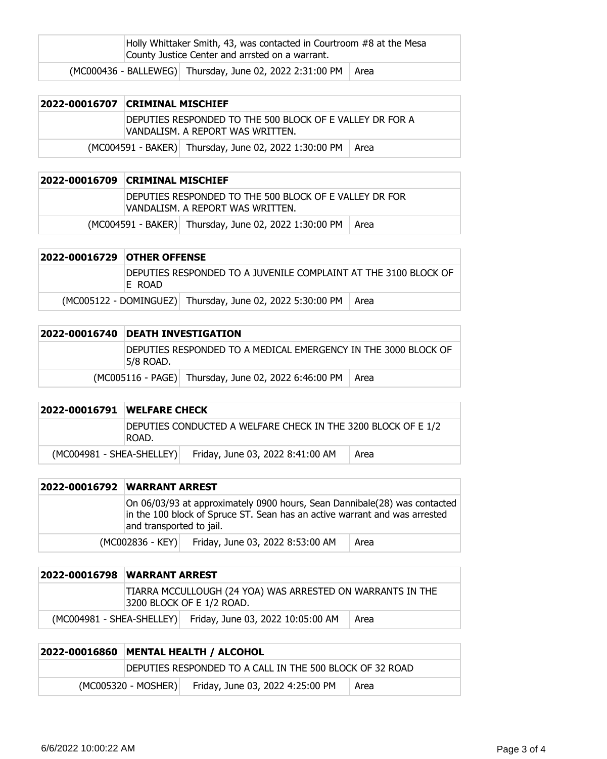| | | |
|---|---|---|
| | Holly Whittaker Smith, 43, was contacted in Courtroom #8 at the Mesa County Justice Center and arrsted on a warrant. | |
| (MC000436 - BALLEWEG) | Thursday, June 02, 2022 2:31:00 PM | Area |

| 2022-00016707 | CRIMINAL MISCHIEF | |
|---|---|---|
| | DEPUTIES RESPONDED TO THE 500 BLOCK OF E VALLEY DR FOR A VANDALISM. A REPORT WAS WRITTEN. | |
| (MC004591 - BAKER) | Thursday, June 02, 2022 1:30:00 PM | Area |

| 2022-00016709 | CRIMINAL MISCHIEF | |
|---|---|---|
| | DEPUTIES RESPONDED TO THE 500 BLOCK OF E VALLEY DR FOR VANDALISM. A REPORT WAS WRITTEN. | |
| (MC004591 - BAKER) | Thursday, June 02, 2022 1:30:00 PM | Area |

| 2022-00016729 | OTHER OFFENSE | |
|---|---|---|
| | DEPUTIES RESPONDED TO A JUVENILE COMPLAINT AT THE 3100 BLOCK OF E ROAD | |
| (MC005122 - DOMINGUEZ) | Thursday, June 02, 2022 5:30:00 PM | Area |

| 2022-00016740 | DEATH INVESTIGATION | |
|---|---|---|
| | DEPUTIES RESPONDED TO A MEDICAL EMERGENCY IN THE 3000 BLOCK OF 5/8 ROAD. | |
| (MC005116 - PAGE) | Thursday, June 02, 2022 6:46:00 PM | Area |

| 2022-00016791 | WELFARE CHECK | |
|---|---|---|
| | DEPUTIES CONDUCTED A WELFARE CHECK IN THE 3200 BLOCK OF E 1/2 ROAD. | |
| (MC004981 - SHEA-SHELLEY) | Friday, June 03, 2022 8:41:00 AM | Area |

| 2022-00016792 | WARRANT ARREST | |
|---|---|---|
| | On 06/03/93 at approximately 0900 hours, Sean Dannibale(28) was contacted in the 100 block of Spruce ST. Sean has an active warrant and was arrested and transported to jail. | |
| (MC002836 - KEY) | Friday, June 03, 2022 8:53:00 AM | Area |

| 2022-00016798 | WARRANT ARREST | |
|---|---|---|
| | TIARRA MCCULLOUGH (24 YOA) WAS ARRESTED ON WARRANTS IN THE 3200 BLOCK OF E 1/2 ROAD. | |
| (MC004981 - SHEA-SHELLEY) | Friday, June 03, 2022 10:05:00 AM | Area |

| 2022-00016860 | MENTAL HEALTH / ALCOHOL | |
|---|---|---|
| | DEPUTIES RESPONDED TO A CALL IN THE 500 BLOCK OF 32 ROAD | |
| (MC005320 - MOSHER) | Friday, June 03, 2022 4:25:00 PM | Area |

6/6/2022 10:00:22 AM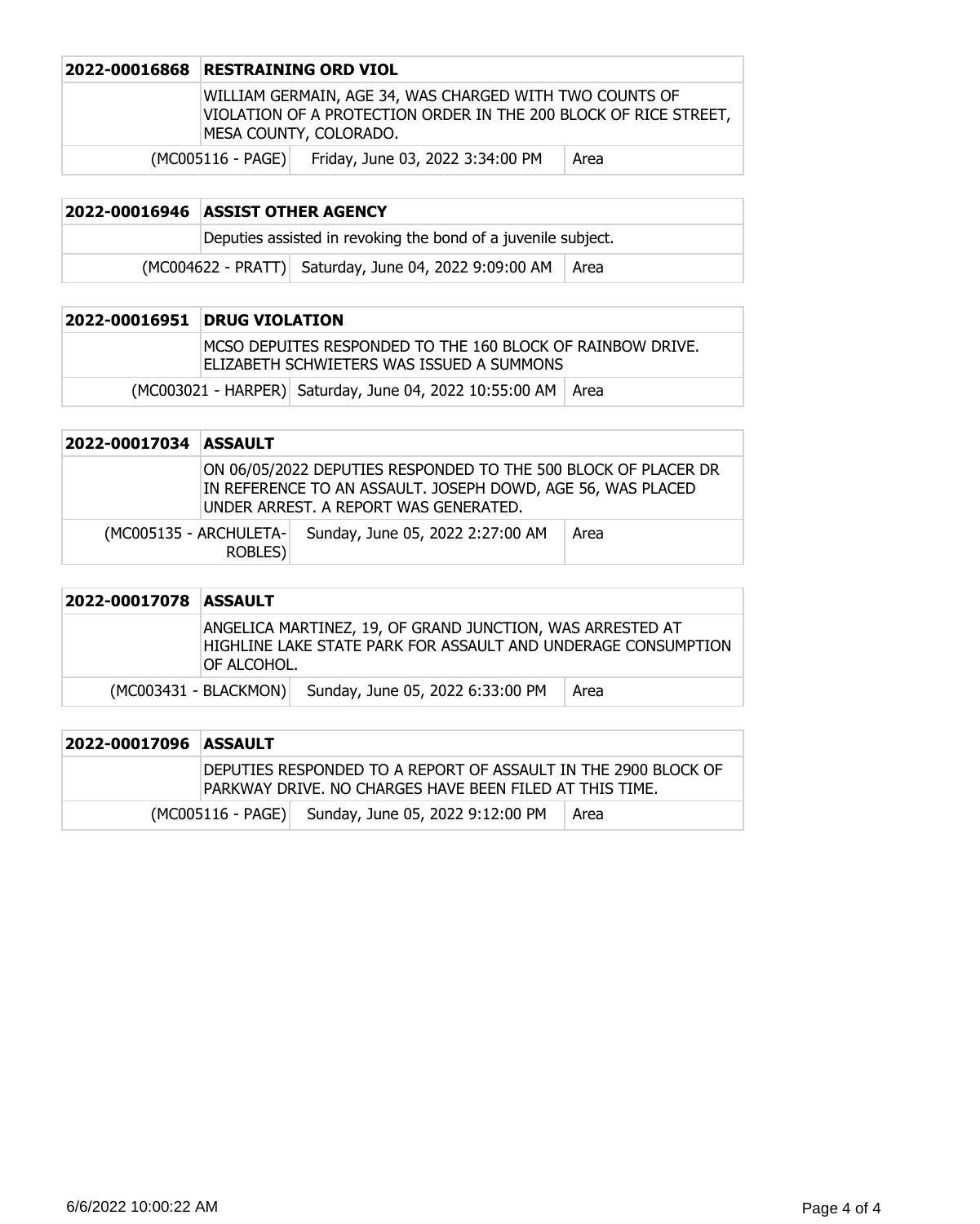| 2022-00016868 | RESTRAINING ORD VIOL | |
|---|---|---|
| | WILLIAM GERMAIN, AGE 34, WAS CHARGED WITH TWO COUNTS OF VIOLATION OF A PROTECTION ORDER IN THE 200 BLOCK OF RICE STREET, MESA COUNTY, COLORADO. | |
| (MC005116 - PAGE) | Friday, June 03, 2022 3:34:00 PM | Area |

| 2022-00016946 | ASSIST OTHER AGENCY | |
|---|---|---|
| | Deputies assisted in revoking the bond of a juvenile subject. | |
| (MC004622 - PRATT) | Saturday, June 04, 2022 9:09:00 AM | Area |

| 2022-00016951 | DRUG VIOLATION | |
|---|---|---|
| | MCSO DEPUITES RESPONDED TO THE 160 BLOCK OF RAINBOW DRIVE. ELIZABETH SCHWIETERS WAS ISSUED A SUMMONS | |
| (MC003021 - HARPER) | Saturday, June 04, 2022 10:55:00 AM | Area |

| 2022-00017034 | ASSAULT | |
|---|---|---|
| | ON 06/05/2022 DEPUTIES RESPONDED TO THE 500 BLOCK OF PLACER DR IN REFERENCE TO AN ASSAULT. JOSEPH DOWD, AGE 56, WAS PLACED UNDER ARREST. A REPORT WAS GENERATED. | |
| (MC005135 - ARCHULETA-ROBLES) | Sunday, June 05, 2022 2:27:00 AM | Area |

| 2022-00017078 | ASSAULT | |
|---|---|---|
| | ANGELICA MARTINEZ, 19, OF GRAND JUNCTION, WAS ARRESTED AT HIGHLINE LAKE STATE PARK FOR ASSAULT AND UNDERAGE CONSUMPTION OF ALCOHOL. | |
| (MC003431 - BLACKMON) | Sunday, June 05, 2022 6:33:00 PM | Area |

| 2022-00017096 | ASSAULT | |
|---|---|---|
| | DEPUTIES RESPONDED TO A REPORT OF ASSAULT IN THE 2900 BLOCK OF PARKWAY DRIVE. NO CHARGES HAVE BEEN FILED AT THIS TIME. | |
| (MC005116 - PAGE) | Sunday, June 05, 2022 9:12:00 PM | Area |

6/6/2022 10:00:22 AM